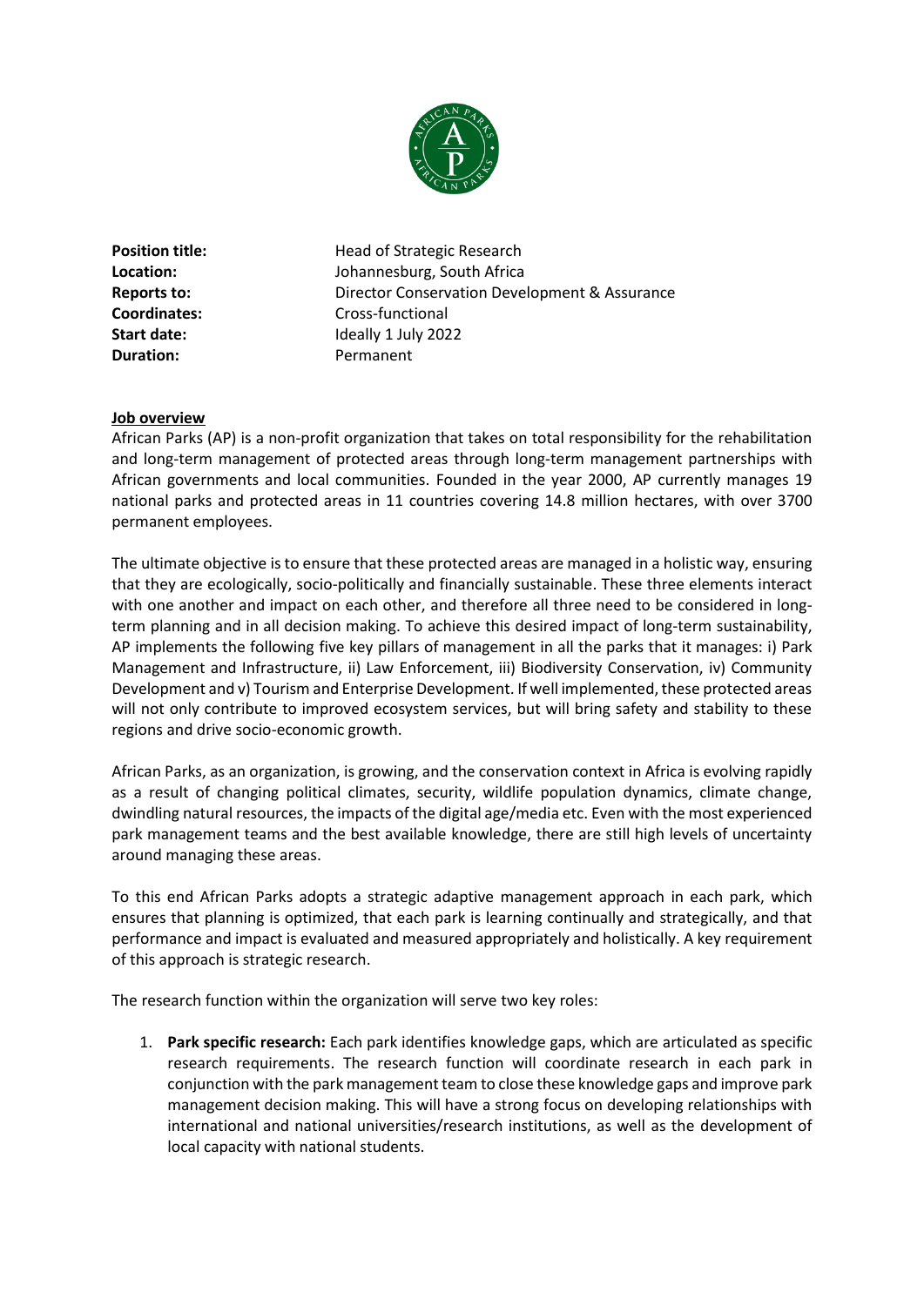| | |
|---|---|
| **Position title:** | Head of Strategic Research |
| **Location:** | Johannesburg, South Africa |
| **Reports to:** | Director Conservation Development & Assurance |
| **Coordinates:** | Cross-functional |
| **Start date:** | Ideally 1 July 2022 |
| **Duration:** | Permanent |

## Job overview

African Parks (AP) is a non-profit organization that takes on total responsibility for the rehabilitation and long-term management of protected areas through long-term management partnerships with African governments and local communities. Founded in the year 2000, AP currently manages 19 national parks and protected areas in 11 countries covering 14.8 million hectares, with over 3700 permanent employees.

The ultimate objective is to ensure that these protected areas are managed in a holistic way, ensuring that they are ecologically, socio-politically and financially sustainable. These three elements interact with one another and impact on each other, and therefore all three need to be considered in long-term planning and in all decision making. To achieve this desired impact of long-term sustainability, AP implements the following five key pillars of management in all the parks that it manages: i) Park Management and Infrastructure, ii) Law Enforcement, iii) Biodiversity Conservation, iv) Community Development and v) Tourism and Enterprise Development. If well implemented, these protected areas will not only contribute to improved ecosystem services, but will bring safety and stability to these regions and drive socio-economic growth.

African Parks, as an organization, is growing, and the conservation context in Africa is evolving rapidly as a result of changing political climates, security, wildlife population dynamics, climate change, dwindling natural resources, the impacts of the digital age/media etc. Even with the most experienced park management teams and the best available knowledge, there are still high levels of uncertainty around managing these areas.

To this end African Parks adopts a strategic adaptive management approach in each park, which ensures that planning is optimized, that each park is learning continually and strategically, and that performance and impact is evaluated and measured appropriately and holistically. A key requirement of this approach is strategic research.

The research function within the organization will serve two key roles:

1. **Park specific research:** Each park identifies knowledge gaps, which are articulated as specific research requirements. The research function will coordinate research in each park in conjunction with the park management team to close these knowledge gaps and improve park management decision making. This will have a strong focus on developing relationships with international and national universities/research institutions, as well as the development of local capacity with national students.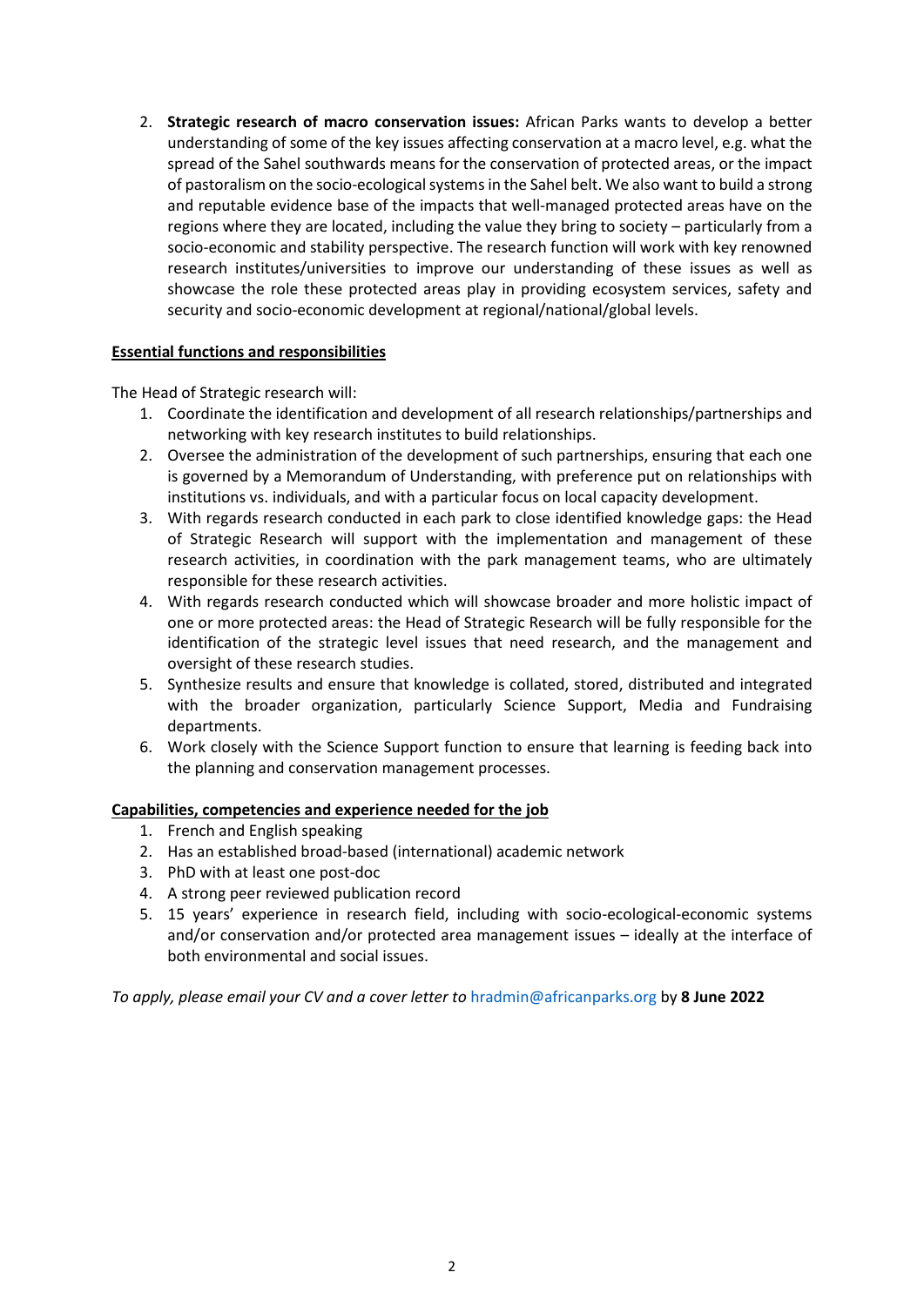2. **Strategic research of macro conservation issues:** African Parks wants to develop a better understanding of some of the key issues affecting conservation at a macro level, e.g. what the spread of the Sahel southwards means for the conservation of protected areas, or the impact of pastoralism on the socio-ecological systems in the Sahel belt. We also want to build a strong and reputable evidence base of the impacts that well-managed protected areas have on the regions where they are located, including the value they bring to society – particularly from a socio-economic and stability perspective. The research function will work with key renowned research institutes/universities to improve our understanding of these issues as well as showcase the role these protected areas play in providing ecosystem services, safety and security and socio-economic development at regional/national/global levels.

**Essential functions and responsibilities**

The Head of Strategic research will:

1. Coordinate the identification and development of all research relationships/partnerships and networking with key research institutes to build relationships.
2. Oversee the administration of the development of such partnerships, ensuring that each one is governed by a Memorandum of Understanding, with preference put on relationships with institutions vs. individuals, and with a particular focus on local capacity development.
3. With regards research conducted in each park to close identified knowledge gaps: the Head of Strategic Research will support with the implementation and management of these research activities, in coordination with the park management teams, who are ultimately responsible for these research activities.
4. With regards research conducted which will showcase broader and more holistic impact of one or more protected areas: the Head of Strategic Research will be fully responsible for the identification of the strategic level issues that need research, and the management and oversight of these research studies.
5. Synthesize results and ensure that knowledge is collated, stored, distributed and integrated with the broader organization, particularly Science Support, Media and Fundraising departments.
6. Work closely with the Science Support function to ensure that learning is feeding back into the planning and conservation management processes.

**Capabilities, competencies and experience needed for the job**

1. French and English speaking
2. Has an established broad-based (international) academic network
3. PhD with at least one post-doc
4. A strong peer reviewed publication record
5. 15 years' experience in research field, including with socio-ecological-economic systems and/or conservation and/or protected area management issues – ideally at the interface of both environmental and social issues.

*To apply, please email your CV and a cover letter to* hradmin@africanparks.org by **8 June 2022**